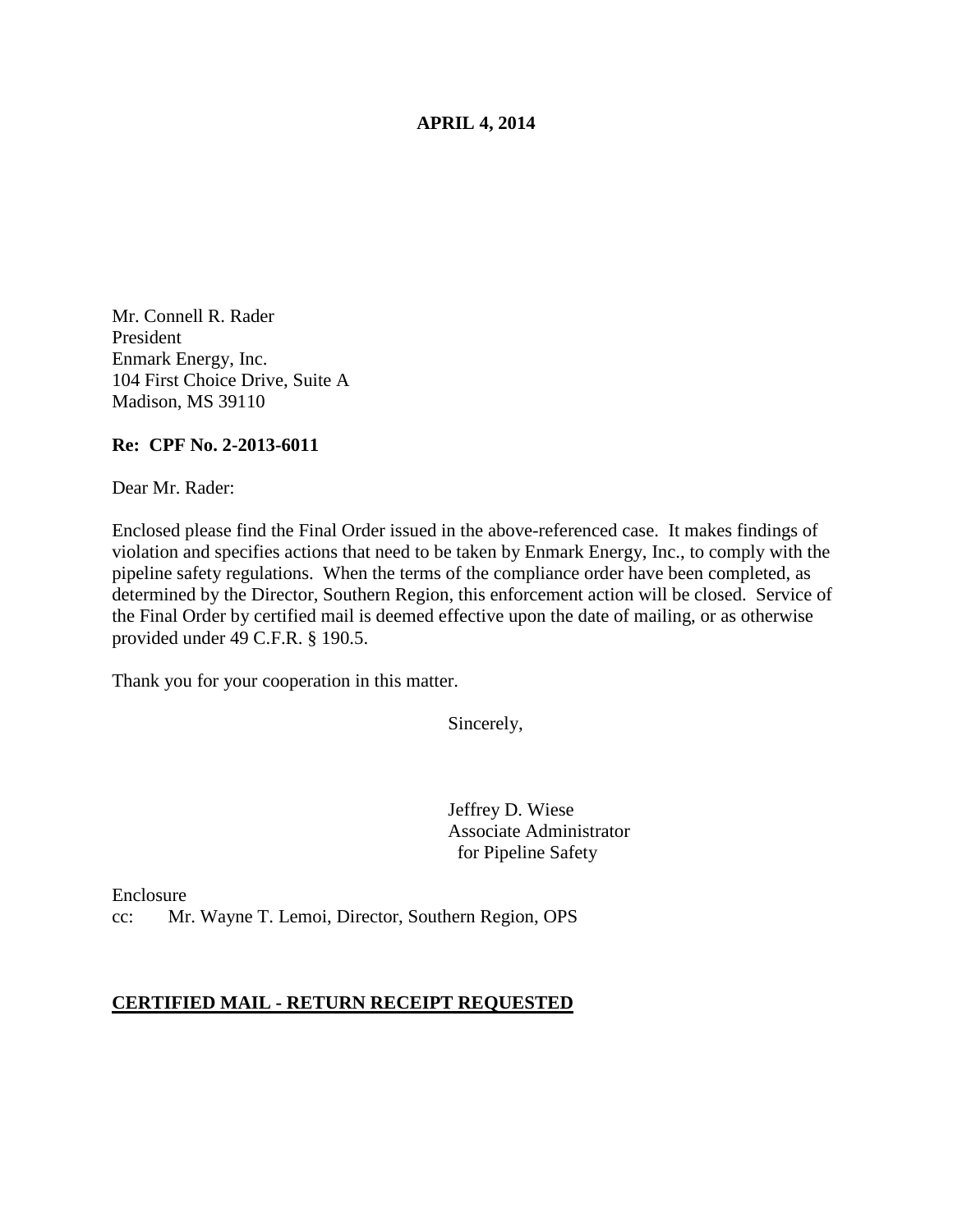**APRIL 4, 2014**

Mr. Connell R. Rader
President
Enmark Energy, Inc.
104 First Choice Drive, Suite A
Madison, MS 39110

**Re: CPF No. 2-2013-6011**

Dear Mr. Rader:

Enclosed please find the Final Order issued in the above-referenced case. It makes findings of violation and specifies actions that need to be taken by Enmark Energy, Inc., to comply with the pipeline safety regulations. When the terms of the compliance order have been completed, as determined by the Director, Southern Region, this enforcement action will be closed. Service of the Final Order by certified mail is deemed effective upon the date of mailing, or as otherwise provided under 49 C.F.R. § 190.5.

Thank you for your cooperation in this matter.

Sincerely,

Jeffrey D. Wiese
Associate Administrator
for Pipeline Safety

Enclosure
cc: Mr. Wayne T. Lemoi, Director, Southern Region, OPS

**CERTIFIED MAIL - RETURN RECEIPT REQUESTED**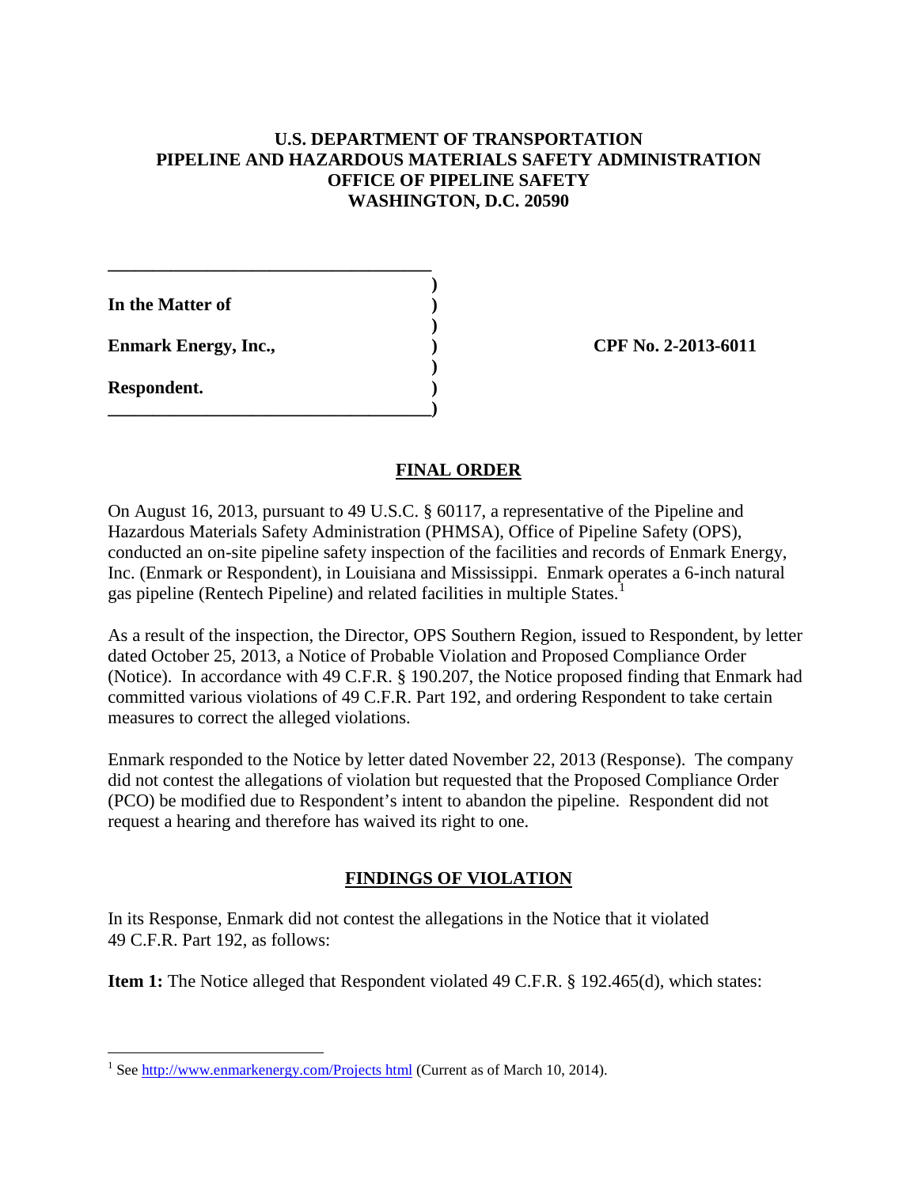**U.S. DEPARTMENT OF TRANSPORTATION**
**PIPELINE AND HAZARDOUS MATERIALS SAFETY ADMINISTRATION**
**OFFICE OF PIPELINE SAFETY**
**WASHINGTON, D.C. 20590**

| | | |
|---|---|---|
| **In the Matter of** | ) | |
| **Enmark Energy, Inc.,** | ) | **CPF No. 2-2013-6011** |
| **Respondent.** | ) | |

## FINAL ORDER

On August 16, 2013, pursuant to 49 U.S.C. § 60117, a representative of the Pipeline and Hazardous Materials Safety Administration (PHMSA), Office of Pipeline Safety (OPS), conducted an on-site pipeline safety inspection of the facilities and records of Enmark Energy, Inc. (Enmark or Respondent), in Louisiana and Mississippi. Enmark operates a 6-inch natural gas pipeline (Rentech Pipeline) and related facilities in multiple States.[1]

As a result of the inspection, the Director, OPS Southern Region, issued to Respondent, by letter dated October 25, 2013, a Notice of Probable Violation and Proposed Compliance Order (Notice). In accordance with 49 C.F.R. § 190.207, the Notice proposed finding that Enmark had committed various violations of 49 C.F.R. Part 192, and ordering Respondent to take certain measures to correct the alleged violations.

Enmark responded to the Notice by letter dated November 22, 2013 (Response). The company did not contest the allegations of violation but requested that the Proposed Compliance Order (PCO) be modified due to Respondent's intent to abandon the pipeline. Respondent did not request a hearing and therefore has waived its right to one.

## FINDINGS OF VIOLATION

In its Response, Enmark did not contest the allegations in the Notice that it violated 49 C.F.R. Part 192, as follows:

**Item 1:** The Notice alleged that Respondent violated 49 C.F.R. § 192.465(d), which states:

---

[1] See http://www.enmarkenergy.com/Projects html (Current as of March 10, 2014).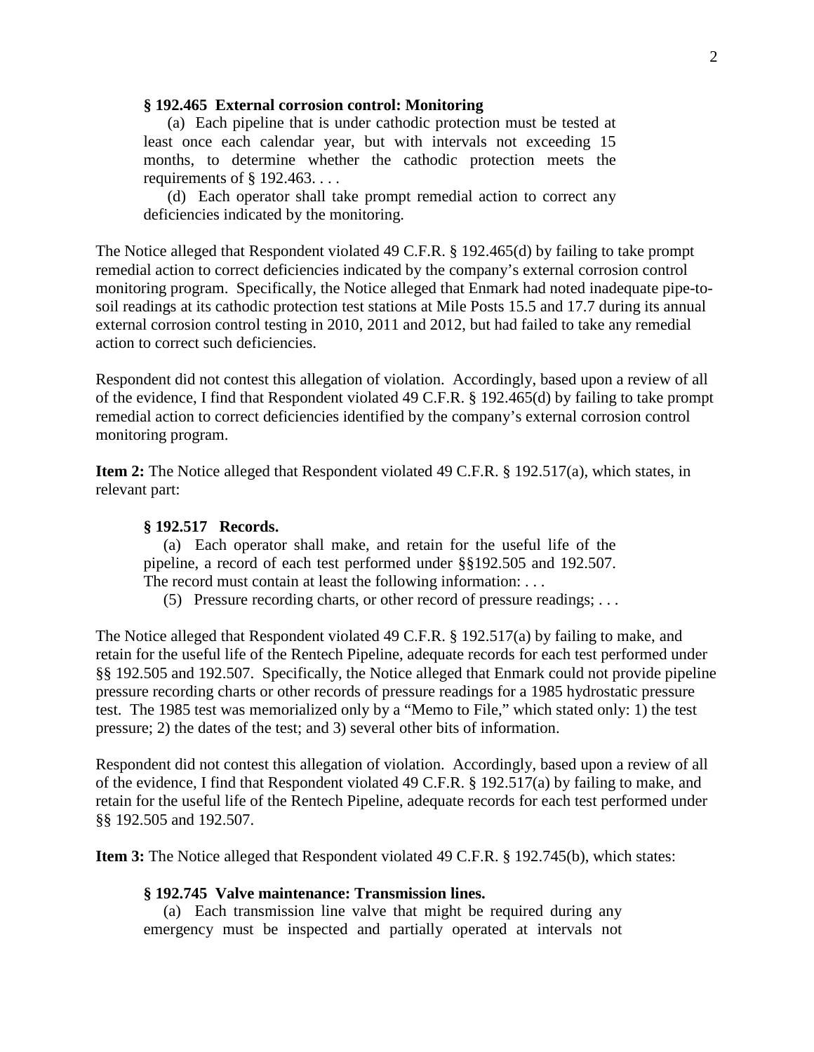**§ 192.465 External corrosion control: Monitoring**

(a) Each pipeline that is under cathodic protection must be tested at least once each calendar year, but with intervals not exceeding 15 months, to determine whether the cathodic protection meets the requirements of § 192.463. . . .

(d) Each operator shall take prompt remedial action to correct any deficiencies indicated by the monitoring.

The Notice alleged that Respondent violated 49 C.F.R. § 192.465(d) by failing to take prompt remedial action to correct deficiencies indicated by the company's external corrosion control monitoring program. Specifically, the Notice alleged that Enmark had noted inadequate pipe-to-soil readings at its cathodic protection test stations at Mile Posts 15.5 and 17.7 during its annual external corrosion control testing in 2010, 2011 and 2012, but had failed to take any remedial action to correct such deficiencies.

Respondent did not contest this allegation of violation. Accordingly, based upon a review of all of the evidence, I find that Respondent violated 49 C.F.R. § 192.465(d) by failing to take prompt remedial action to correct deficiencies identified by the company's external corrosion control monitoring program.

**Item 2:** The Notice alleged that Respondent violated 49 C.F.R. § 192.517(a), which states, in relevant part:

**§ 192.517 Records.**

(a) Each operator shall make, and retain for the useful life of the pipeline, a record of each test performed under §§192.505 and 192.507. The record must contain at least the following information: . . .

(5) Pressure recording charts, or other record of pressure readings; . . .

The Notice alleged that Respondent violated 49 C.F.R. § 192.517(a) by failing to make, and retain for the useful life of the Rentech Pipeline, adequate records for each test performed under §§ 192.505 and 192.507. Specifically, the Notice alleged that Enmark could not provide pipeline pressure recording charts or other records of pressure readings for a 1985 hydrostatic pressure test. The 1985 test was memorialized only by a "Memo to File," which stated only: 1) the test pressure; 2) the dates of the test; and 3) several other bits of information.

Respondent did not contest this allegation of violation. Accordingly, based upon a review of all of the evidence, I find that Respondent violated 49 C.F.R. § 192.517(a) by failing to make, and retain for the useful life of the Rentech Pipeline, adequate records for each test performed under §§ 192.505 and 192.507.

**Item 3:** The Notice alleged that Respondent violated 49 C.F.R. § 192.745(b), which states:

**§ 192.745 Valve maintenance: Transmission lines.**

(a) Each transmission line valve that might be required during any emergency must be inspected and partially operated at intervals not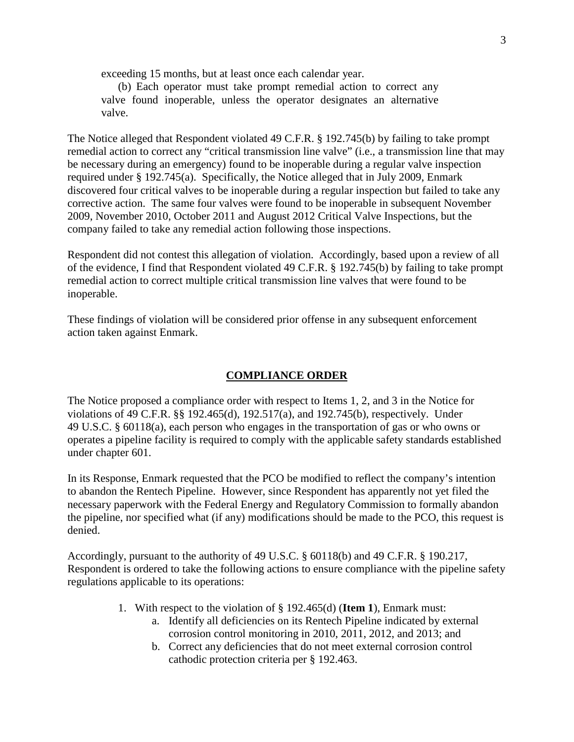exceeding 15 months, but at least once each calendar year.

(b) Each operator must take prompt remedial action to correct any valve found inoperable, unless the operator designates an alternative valve.

The Notice alleged that Respondent violated 49 C.F.R. § 192.745(b) by failing to take prompt remedial action to correct any "critical transmission line valve" (i.e., a transmission line that may be necessary during an emergency) found to be inoperable during a regular valve inspection required under § 192.745(a). Specifically, the Notice alleged that in July 2009, Enmark discovered four critical valves to be inoperable during a regular inspection but failed to take any corrective action. The same four valves were found to be inoperable in subsequent November 2009, November 2010, October 2011 and August 2012 Critical Valve Inspections, but the company failed to take any remedial action following those inspections.

Respondent did not contest this allegation of violation. Accordingly, based upon a review of all of the evidence, I find that Respondent violated 49 C.F.R. § 192.745(b) by failing to take prompt remedial action to correct multiple critical transmission line valves that were found to be inoperable.

These findings of violation will be considered prior offense in any subsequent enforcement action taken against Enmark.

## COMPLIANCE ORDER

The Notice proposed a compliance order with respect to Items 1, 2, and 3 in the Notice for violations of 49 C.F.R. §§ 192.465(d), 192.517(a), and 192.745(b), respectively. Under 49 U.S.C. § 60118(a), each person who engages in the transportation of gas or who owns or operates a pipeline facility is required to comply with the applicable safety standards established under chapter 601.

In its Response, Enmark requested that the PCO be modified to reflect the company's intention to abandon the Rentech Pipeline. However, since Respondent has apparently not yet filed the necessary paperwork with the Federal Energy and Regulatory Commission to formally abandon the pipeline, nor specified what (if any) modifications should be made to the PCO, this request is denied.

Accordingly, pursuant to the authority of 49 U.S.C. § 60118(b) and 49 C.F.R. § 190.217, Respondent is ordered to take the following actions to ensure compliance with the pipeline safety regulations applicable to its operations:

1. With respect to the violation of § 192.465(d) (**Item 1**), Enmark must:
    a. Identify all deficiencies on its Rentech Pipeline indicated by external corrosion control monitoring in 2010, 2011, 2012, and 2013; and
    b. Correct any deficiencies that do not meet external corrosion control cathodic protection criteria per § 192.463.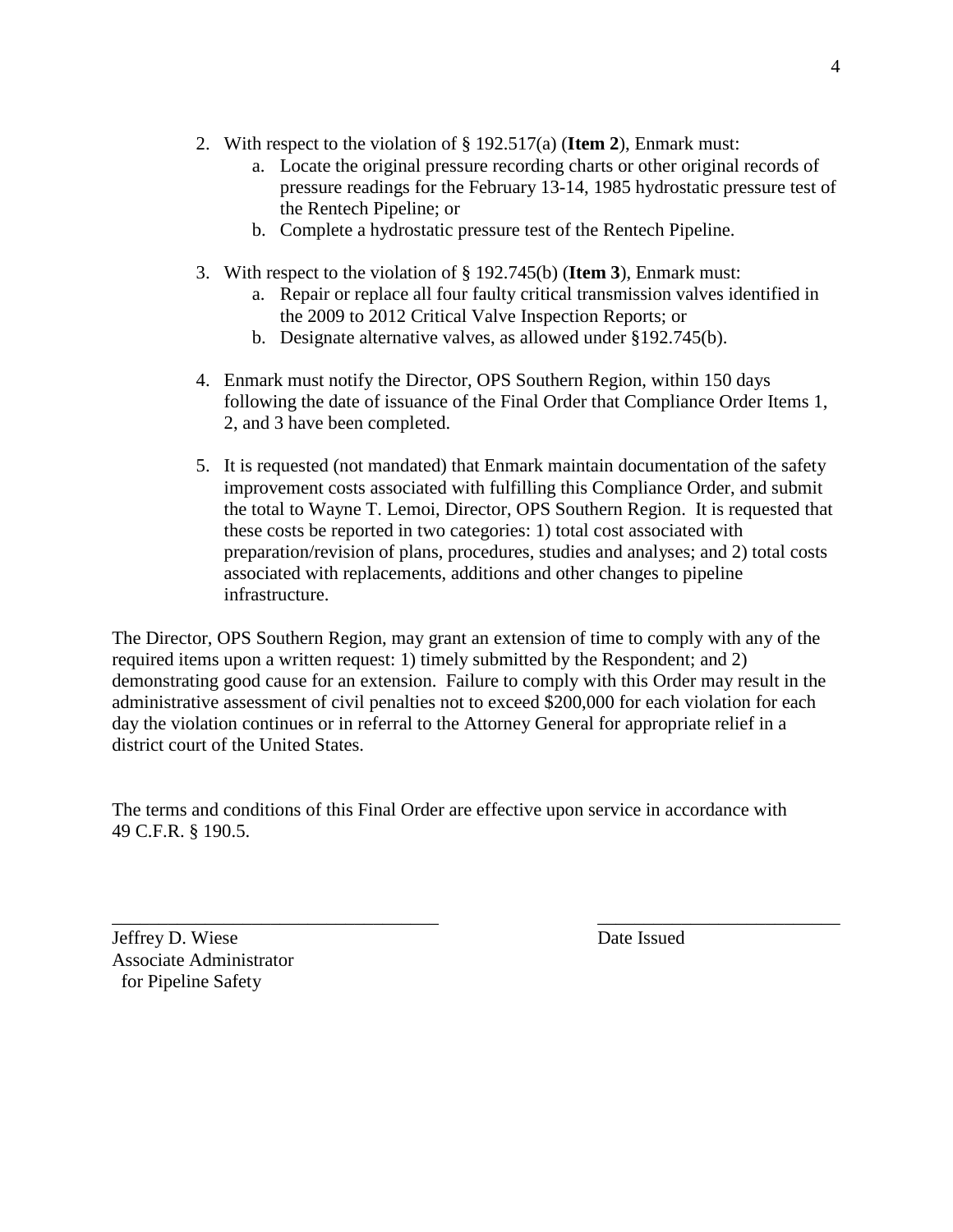2. With respect to the violation of § 192.517(a) (**Item 2**), Enmark must:
    a. Locate the original pressure recording charts or other original records of pressure readings for the February 13-14, 1985 hydrostatic pressure test of the Rentech Pipeline; or
    b. Complete a hydrostatic pressure test of the Rentech Pipeline.

3. With respect to the violation of § 192.745(b) (**Item 3**), Enmark must:
    a. Repair or replace all four faulty critical transmission valves identified in the 2009 to 2012 Critical Valve Inspection Reports; or
    b. Designate alternative valves, as allowed under §192.745(b).

4. Enmark must notify the Director, OPS Southern Region, within 150 days following the date of issuance of the Final Order that Compliance Order Items 1, 2, and 3 have been completed.

5. It is requested (not mandated) that Enmark maintain documentation of the safety improvement costs associated with fulfilling this Compliance Order, and submit the total to Wayne T. Lemoi, Director, OPS Southern Region. It is requested that these costs be reported in two categories: 1) total cost associated with preparation/revision of plans, procedures, studies and analyses; and 2) total costs associated with replacements, additions and other changes to pipeline infrastructure.

The Director, OPS Southern Region, may grant an extension of time to comply with any of the required items upon a written request: 1) timely submitted by the Respondent; and 2) demonstrating good cause for an extension. Failure to comply with this Order may result in the administrative assessment of civil penalties not to exceed $200,000 for each violation for each day the violation continues or in referral to the Attorney General for appropriate relief in a district court of the United States.

The terms and conditions of this Final Order are effective upon service in accordance with 49 C.F.R. § 190.5.

\_\_\_\_\_\_\_\_\_\_\_\_\_\_\_\_\_\_\_\_\_\_\_\_\_\_\_\_\_\_\_\_\_\_\_ \_\_\_\_\_\_\_\_\_\_\_\_\_\_\_\_\_\_\_\_\_\_\_\_\_\_

Jeffrey D. Wiese
Associate Administrator
for Pipeline Safety

Date Issued